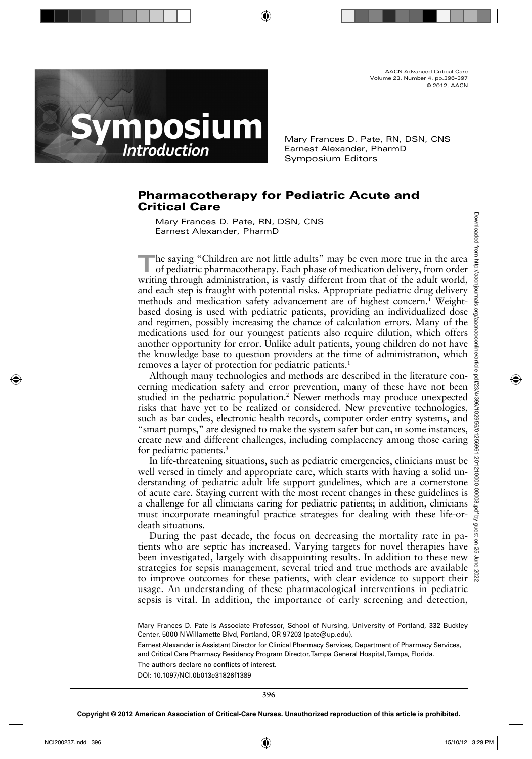Symposium *Introduction*

Mary Frances D. Pate, RN, DSN, CNS
Earnest Alexander, PharmD
Symposium Editors

## Pharmacotherapy for Pediatric Acute and Critical Care

Mary Frances D. Pate, RN, DSN, CNS
Earnest Alexander, PharmD

The saying "Children are not little adults" may be even more true in the area of pediatric pharmacotherapy. Each phase of medication delivery, from order writing through administration, is vastly different from that of the adult world, and each step is fraught with potential risks. Appropriate pediatric drug delivery methods and medication safety advancement are of highest concern.[1] Weight-based dosing is used with pediatric patients, providing an individualized dose and regimen, possibly increasing the chance of calculation errors. Many of the medications used for our youngest patients also require dilution, which offers another opportunity for error. Unlike adult patients, young children do not have the knowledge base to question providers at the time of administration, which removes a layer of protection for pediatric patients.[1]

Although many technologies and methods are described in the literature concerning medication safety and error prevention, many of these have not been studied in the pediatric population.[2] Newer methods may produce unexpected risks that have yet to be realized or considered. New preventive technologies, such as bar codes, electronic health records, computer order entry systems, and "smart pumps," are designed to make the system safer but can, in some instances, create new and different challenges, including complacency among those caring for pediatric patients.[3]

In life-threatening situations, such as pediatric emergencies, clinicians must be well versed in timely and appropriate care, which starts with having a solid understanding of pediatric adult life support guidelines, which are a cornerstone of acute care. Staying current with the most recent changes in these guidelines is a challenge for all clinicians caring for pediatric patients; in addition, clinicians must incorporate meaningful practice strategies for dealing with these life-or-death situations.

During the past decade, the focus on decreasing the mortality rate in patients who are septic has increased. Varying targets for novel therapies have been investigated, largely with disappointing results. In addition to these new strategies for sepsis management, several tried and true methods are available to improve outcomes for these patients, with clear evidence to support their usage. An understanding of these pharmacological interventions in pediatric sepsis is vital. In addition, the importance of early screening and detection,

Mary Frances D. Pate is Associate Professor, School of Nursing, University of Portland, 332 Buckley Center, 5000 N Willamette Blvd, Portland, OR 97203 (pate@up.edu).

Earnest Alexander is Assistant Director for Clinical Pharmacy Services, Department of Pharmacy Services, and Critical Care Pharmacy Residency Program Director, Tampa General Hospital, Tampa, Florida.

The authors declare no conflicts of interest.

DOI: 10.1097/NCI.0b013e31826f1389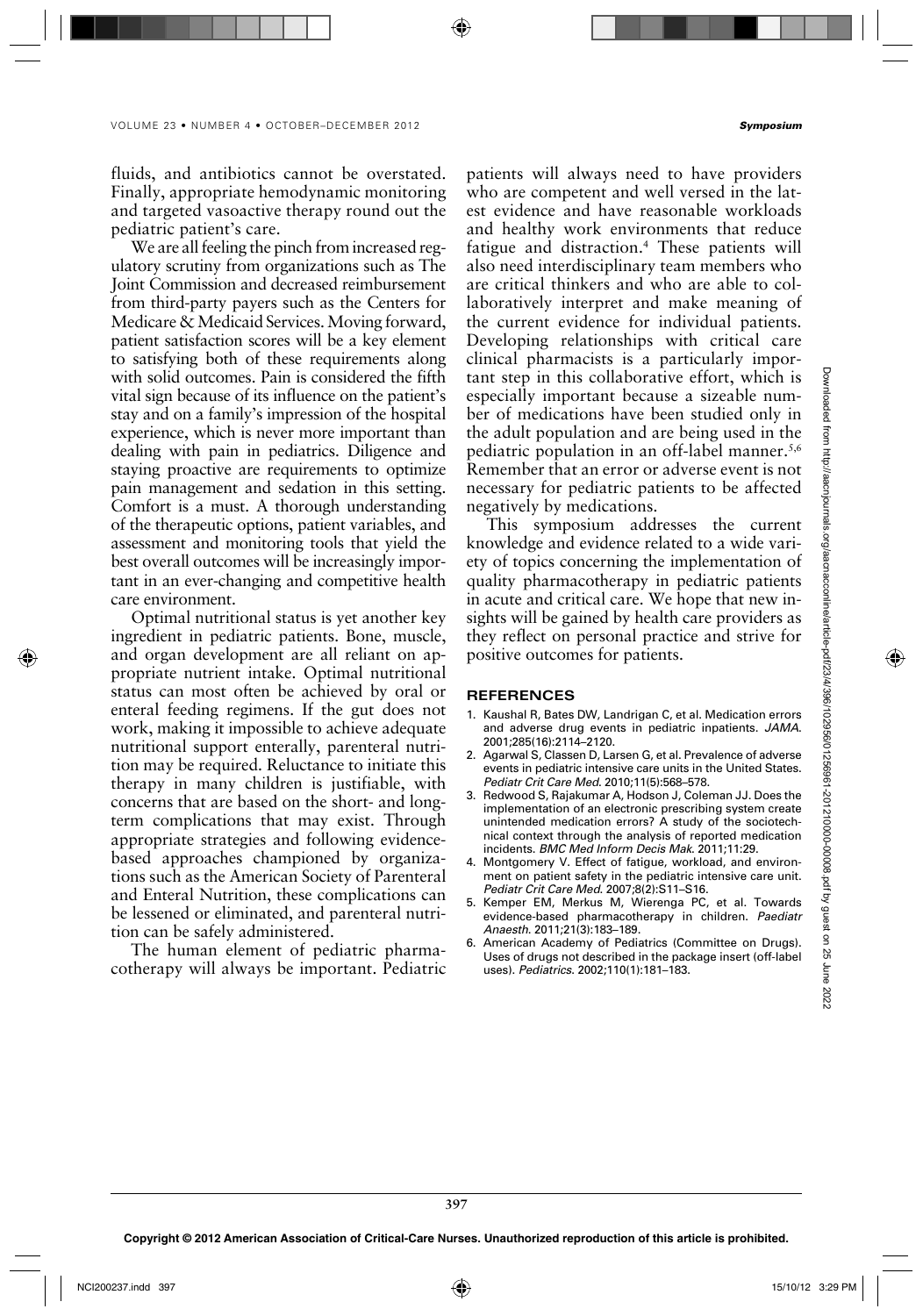fluids, and antibiotics cannot be overstated. Finally, appropriate hemodynamic monitoring and targeted vasoactive therapy round out the pediatric patient's care.

We are all feeling the pinch from increased regulatory scrutiny from organizations such as The Joint Commission and decreased reimbursement from third-party payers such as the Centers for Medicare & Medicaid Services. Moving forward, patient satisfaction scores will be a key element to satisfying both of these requirements along with solid outcomes. Pain is considered the fifth vital sign because of its influence on the patient's stay and on a family's impression of the hospital experience, which is never more important than dealing with pain in pediatrics. Diligence and staying proactive are requirements to optimize pain management and sedation in this setting. Comfort is a must. A thorough understanding of the therapeutic options, patient variables, and assessment and monitoring tools that yield the best overall outcomes will be increasingly important in an ever-changing and competitive health care environment.

Optimal nutritional status is yet another key ingredient in pediatric patients. Bone, muscle, and organ development are all reliant on appropriate nutrient intake. Optimal nutritional status can most often be achieved by oral or enteral feeding regimens. If the gut does not work, making it impossible to achieve adequate nutritional support enterally, parenteral nutrition may be required. Reluctance to initiate this therapy in many children is justifiable, with concerns that are based on the short- and long-term complications that may exist. Through appropriate strategies and following evidence-based approaches championed by organizations such as the American Society of Parenteral and Enteral Nutrition, these complications can be lessened or eliminated, and parenteral nutrition can be safely administered.

The human element of pediatric pharmacotherapy will always be important. Pediatric patients will always need to have providers who are competent and well versed in the latest evidence and have reasonable workloads and healthy work environments that reduce fatigue and distraction.[4] These patients will also need interdisciplinary team members who are critical thinkers and who are able to collaboratively interpret and make meaning of the current evidence for individual patients. Developing relationships with critical care clinical pharmacists is a particularly important step in this collaborative effort, which is especially important because a sizeable number of medications have been studied only in the adult population and are being used in the pediatric population in an off-label manner.[5,6] Remember that an error or adverse event is not necessary for pediatric patients to be affected negatively by medications.

This symposium addresses the current knowledge and evidence related to a wide variety of topics concerning the implementation of quality pharmacotherapy in pediatric patients in acute and critical care. We hope that new insights will be gained by health care providers as they reflect on personal practice and strive for positive outcomes for patients.

## REFERENCES

1. Kaushal R, Bates DW, Landrigan C, et al. Medication errors and adverse drug events in pediatric inpatients. *JAMA*. 2001;285(16):2114–2120.
2. Agarwal S, Classen D, Larsen G, et al. Prevalence of adverse events in pediatric intensive care units in the United States. *Pediatr Crit Care Med*. 2010;11(5):568–578.
3. Redwood S, Rajakumar A, Hodson J, Coleman JJ. Does the implementation of an electronic prescribing system create unintended medication errors? A study of the sociotechnical context through the analysis of reported medication incidents. *BMC Med Inform Decis Mak*. 2011;11:29.
4. Montgomery V. Effect of fatigue, workload, and environment on patient safety in the pediatric intensive care unit. *Pediatr Crit Care Med*. 2007;8(2):S11–S16.
5. Kemper EM, Merkus M, Wierenga PC, et al. Towards evidence-based pharmacotherapy in children. *Paediatr Anaesth*. 2011;21(3):183–189.
6. American Academy of Pediatrics (Committee on Drugs). Uses of drugs not described in the package insert (off-label uses). *Pediatrics*. 2002;110(1):181–183.